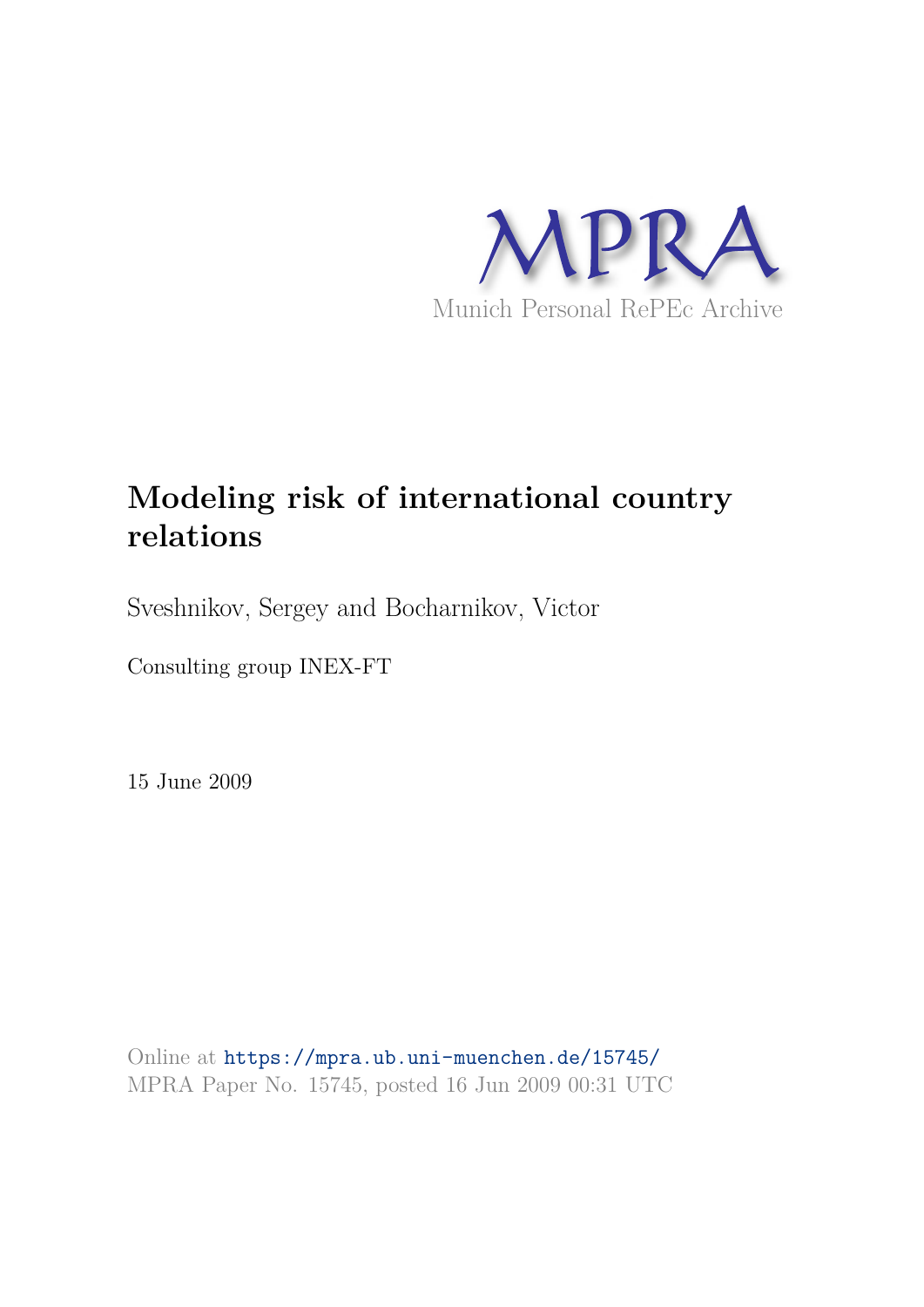MPRA

Munich Personal RePEc Archive

# Modeling risk of international country relations

Sveshnikov, Sergey and Bocharnikov, Victor

Consulting group INEX-FT

15 June 2009

Online at https://mpra.ub.uni-muenchen.de/15745/
MPRA Paper No. 15745, posted 16 Jun 2009 00:31 UTC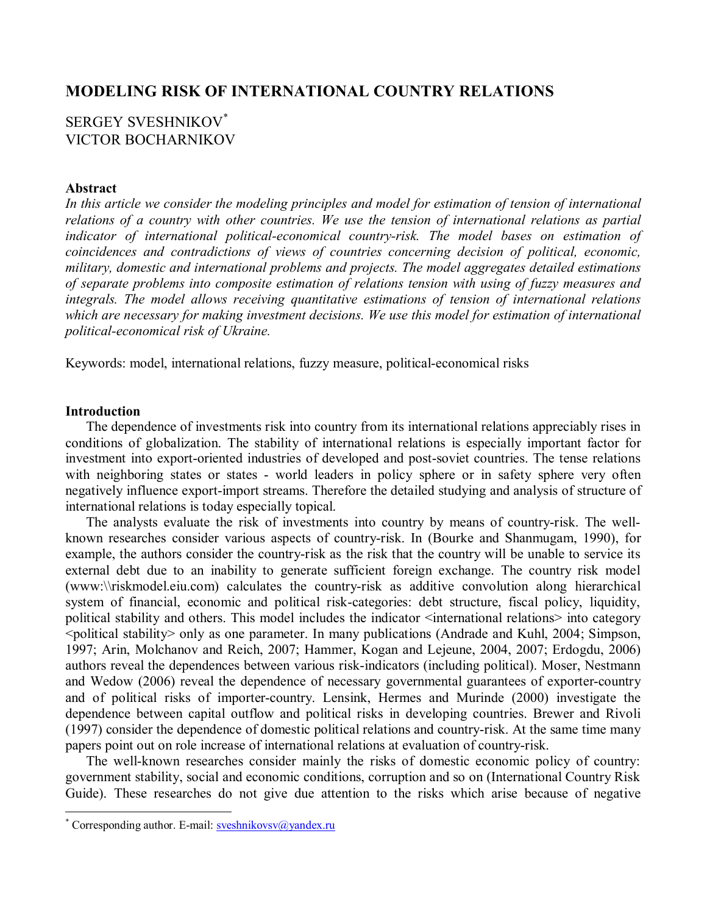# MODELING RISK OF INTERNATIONAL COUNTRY RELATIONS

SERGEY SVESHNIKOV[*]
VICTOR BOCHARNIKOV

### Abstract

*In this article we consider the modeling principles and model for estimation of tension of international relations of a country with other countries. We use the tension of international relations as partial indicator of international political-economical country-risk. The model bases on estimation of coincidences and contradictions of views of countries concerning decision of political, economic, military, domestic and international problems and projects. The model aggregates detailed estimations of separate problems into composite estimation of relations tension with using of fuzzy measures and integrals. The model allows receiving quantitative estimations of tension of international relations which are necessary for making investment decisions. We use this model for estimation of international political-economical risk of Ukraine.*

Keywords: model, international relations, fuzzy measure, political-economical risks

### Introduction

The dependence of investments risk into country from its international relations appreciably rises in conditions of globalization. The stability of international relations is especially important factor for investment into export-oriented industries of developed and post-soviet countries. The tense relations with neighboring states or states - world leaders in policy sphere or in safety sphere very often negatively influence export-import streams. Therefore the detailed studying and analysis of structure of international relations is today especially topical.

The analysts evaluate the risk of investments into country by means of country-risk. The well-known researches consider various aspects of country-risk. In (Bourke and Shanmugam, 1990), for example, the authors consider the country-risk as the risk that the country will be unable to service its external debt due to an inability to generate sufficient foreign exchange. The country risk model (www:\\riskmodel.eiu.com) calculates the country-risk as additive convolution along hierarchical system of financial, economic and political risk-categories: debt structure, fiscal policy, liquidity, political stability and others. This model includes the indicator <international relations> into category <political stability> only as one parameter. In many publications (Andrade and Kuhl, 2004; Simpson, 1997; Arin, Molchanov and Reich, 2007; Hammer, Kogan and Lejeune, 2004, 2007; Erdogdu, 2006) authors reveal the dependences between various risk-indicators (including political). Moser, Nestmann and Wedow (2006) reveal the dependence of necessary governmental guarantees of exporter-country and of political risks of importer-country. Lensink, Hermes and Murinde (2000) investigate the dependence between capital outflow and political risks in developing countries. Brewer and Rivoli (1997) consider the dependence of domestic political relations and country-risk. At the same time many papers point out on role increase of international relations at evaluation of country-risk.

The well-known researches consider mainly the risks of domestic economic policy of country: government stability, social and economic conditions, corruption and so on (International Country Risk Guide). These researches do not give due attention to the risks which arise because of negative

[*] Corresponding author. E-mail: sveshnikovsv@yandex.ru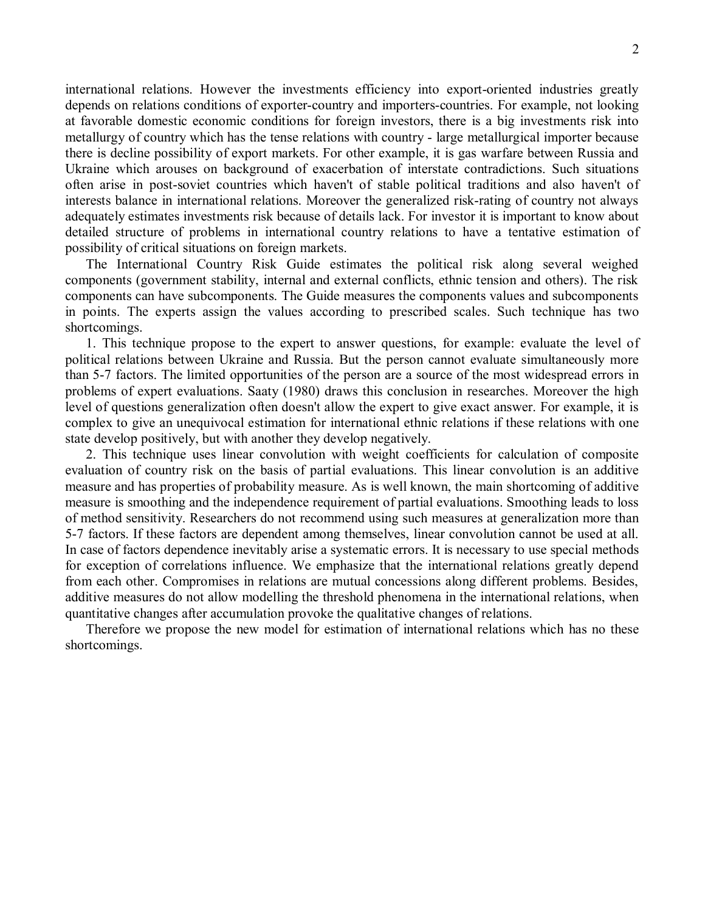international relations. However the investments efficiency into export-oriented industries greatly depends on relations conditions of exporter-country and importers-countries. For example, not looking at favorable domestic economic conditions for foreign investors, there is a big investments risk into metallurgy of country which has the tense relations with country - large metallurgical importer because there is decline possibility of export markets. For other example, it is gas warfare between Russia and Ukraine which arouses on background of exacerbation of interstate contradictions. Such situations often arise in post-soviet countries which haven't of stable political traditions and also haven't of interests balance in international relations. Moreover the generalized risk-rating of country not always adequately estimates investments risk because of details lack. For investor it is important to know about detailed structure of problems in international country relations to have a tentative estimation of possibility of critical situations on foreign markets.

The International Country Risk Guide estimates the political risk along several weighed components (government stability, internal and external conflicts, ethnic tension and others). The risk components can have subcomponents. The Guide measures the components values and subcomponents in points. The experts assign the values according to prescribed scales. Such technique has two shortcomings.

1. This technique propose to the expert to answer questions, for example: evaluate the level of political relations between Ukraine and Russia. But the person cannot evaluate simultaneously more than 5-7 factors. The limited opportunities of the person are a source of the most widespread errors in problems of expert evaluations. Saaty (1980) draws this conclusion in researches. Moreover the high level of questions generalization often doesn't allow the expert to give exact answer. For example, it is complex to give an unequivocal estimation for international ethnic relations if these relations with one state develop positively, but with another they develop negatively.

2. This technique uses linear convolution with weight coefficients for calculation of composite evaluation of country risk on the basis of partial evaluations. This linear convolution is an additive measure and has properties of probability measure. As is well known, the main shortcoming of additive measure is smoothing and the independence requirement of partial evaluations. Smoothing leads to loss of method sensitivity. Researchers do not recommend using such measures at generalization more than 5-7 factors. If these factors are dependent among themselves, linear convolution cannot be used at all. In case of factors dependence inevitably arise a systematic errors. It is necessary to use special methods for exception of correlations influence. We emphasize that the international relations greatly depend from each other. Compromises in relations are mutual concessions along different problems. Besides, additive measures do not allow modelling the threshold phenomena in the international relations, when quantitative changes after accumulation provoke the qualitative changes of relations.

Therefore we propose the new model for estimation of international relations which has no these shortcomings.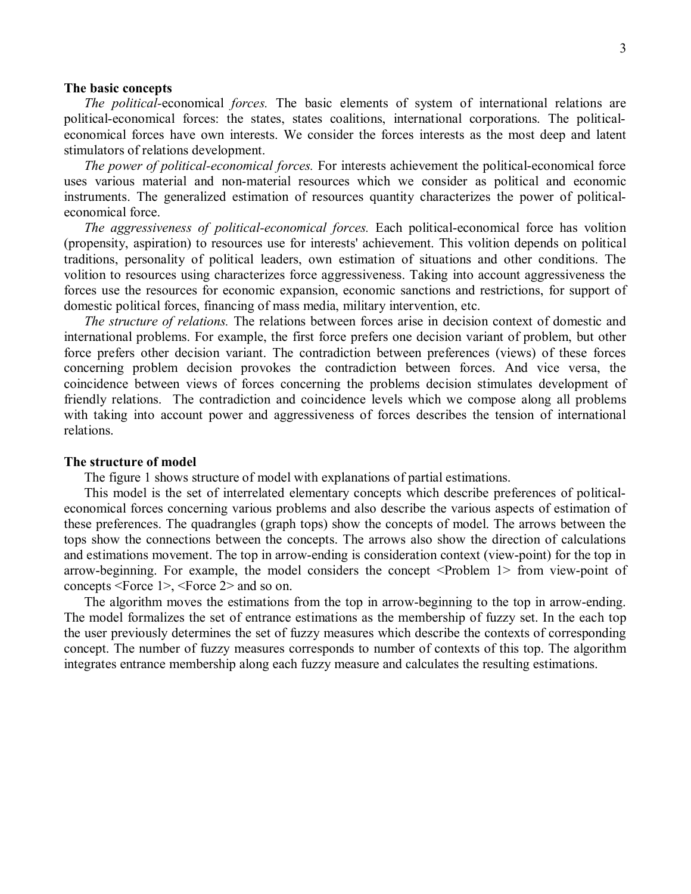**The basic concepts**

*The political*-economical *forces.* The basic elements of system of international relations are political-economical forces: the states, states coalitions, international corporations. The political-economical forces have own interests. We consider the forces interests as the most deep and latent stimulators of relations development.

*The power of political-economical forces.* For interests achievement the political-economical force uses various material and non-material resources which we consider as political and economic instruments. The generalized estimation of resources quantity characterizes the power of political-economical force.

*The aggressiveness of political-economical forces.* Each political-economical force has volition (propensity, aspiration) to resources use for interests' achievement. This volition depends on political traditions, personality of political leaders, own estimation of situations and other conditions. The volition to resources using characterizes force aggressiveness. Taking into account aggressiveness the forces use the resources for economic expansion, economic sanctions and restrictions, for support of domestic political forces, financing of mass media, military intervention, etc.

*The structure of relations.* The relations between forces arise in decision context of domestic and international problems. For example, the first force prefers one decision variant of problem, but other force prefers other decision variant. The contradiction between preferences (views) of these forces concerning problem decision provokes the contradiction between forces. And vice versa, the coincidence between views of forces concerning the problems decision stimulates development of friendly relations. The contradiction and coincidence levels which we compose along all problems with taking into account power and aggressiveness of forces describes the tension of international relations.

**The structure of model**

The figure 1 shows structure of model with explanations of partial estimations.

This model is the set of interrelated elementary concepts which describe preferences of political-economical forces concerning various problems and also describe the various aspects of estimation of these preferences. The quadrangles (graph tops) show the concepts of model. The arrows between the tops show the connections between the concepts. The arrows also show the direction of calculations and estimations movement. The top in arrow-ending is consideration context (view-point) for the top in arrow-beginning. For example, the model considers the concept <Problem 1> from view-point of concepts <Force 1>, <Force 2> and so on.

The algorithm moves the estimations from the top in arrow-beginning to the top in arrow-ending. The model formalizes the set of entrance estimations as the membership of fuzzy set. In the each top the user previously determines the set of fuzzy measures which describe the contexts of corresponding concept. The number of fuzzy measures corresponds to number of contexts of this top. The algorithm integrates entrance membership along each fuzzy measure and calculates the resulting estimations.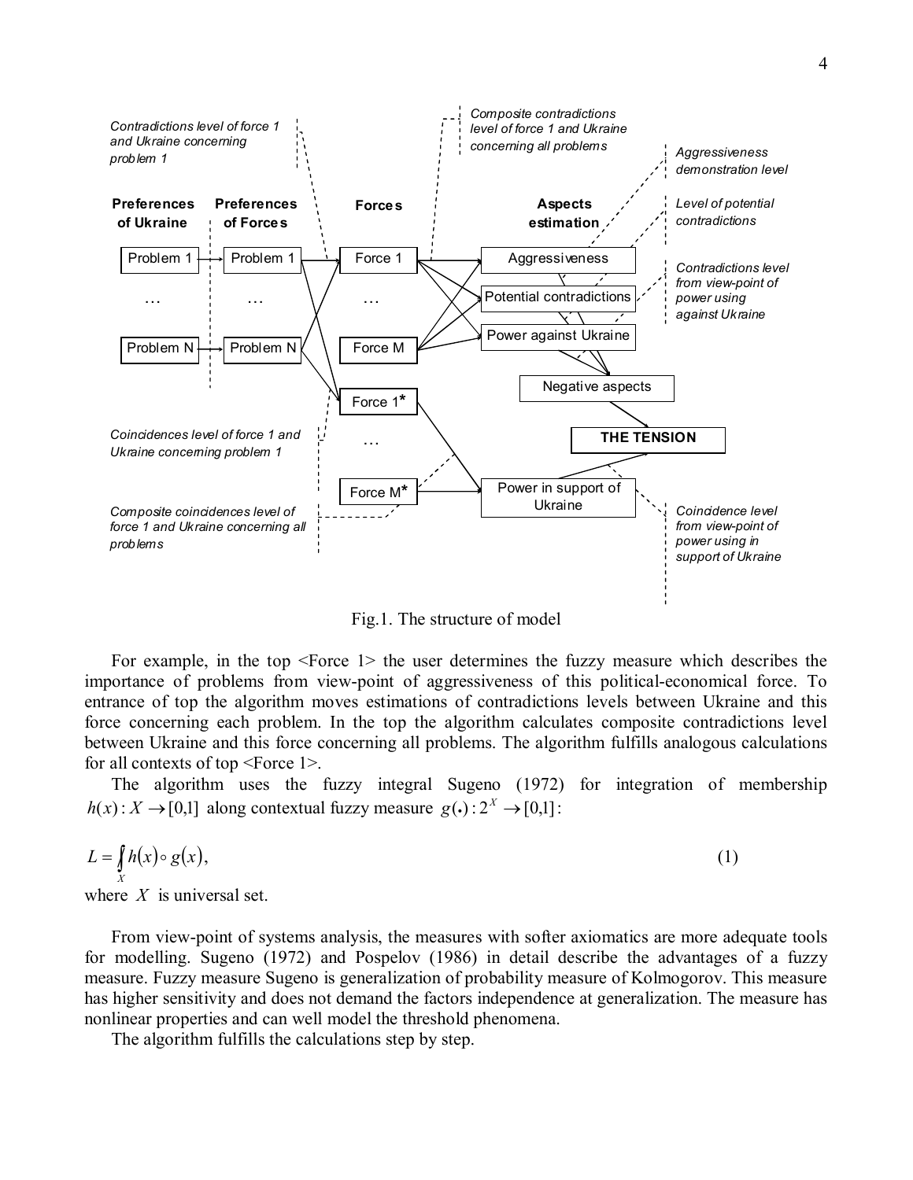Fig.1. The structure of model

For example, in the top <Force 1> the user determines the fuzzy measure which describes the importance of problems from view-point of aggressiveness of this political-economical force. To entrance of top the algorithm moves estimations of contradictions levels between Ukraine and this force concerning each problem. In the top the algorithm calculates composite contradictions level between Ukraine and this force concerning all problems. The algorithm fulfills analogous calculations for all contexts of top <Force 1>.

The algorithm uses the fuzzy integral Sugeno (1972) for integration of membership $h(x): X \to [0,1]$ along contextual fuzzy measure $g(\bullet): 2^X \to [0,1]$:

$$L = \oint_X h(x) \circ g(x), \tag{1}$$

where $X$ is universal set.

From view-point of systems analysis, the measures with softer axiomatics are more adequate tools for modelling. Sugeno (1972) and Pospelov (1986) in detail describe the advantages of a fuzzy measure. Fuzzy measure Sugeno is generalization of probability measure of Kolmogorov. This measure has higher sensitivity and does not demand the factors independence at generalization. The measure has nonlinear properties and can well model the threshold phenomena.

The algorithm fulfills the calculations step by step.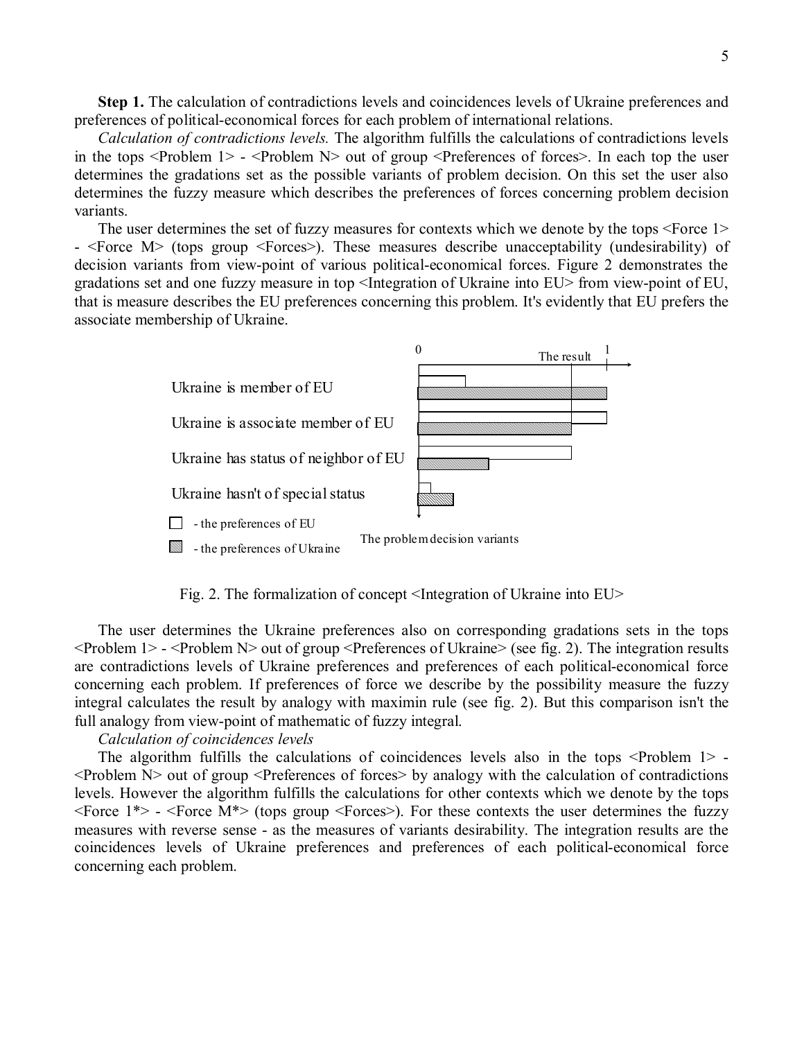**Step 1.** The calculation of contradictions levels and coincidences levels of Ukraine preferences and preferences of political-economical forces for each problem of international relations.

*Calculation of contradictions levels.* The algorithm fulfills the calculations of contradictions levels in the tops <Problem 1> - <Problem N> out of group <Preferences of forces>. In each top the user determines the gradations set as the possible variants of problem decision. On this set the user also determines the fuzzy measure which describes the preferences of forces concerning problem decision variants.

The user determines the set of fuzzy measures for contexts which we denote by the tops <Force 1> - <Force M> (tops group <Forces>). These measures describe unacceptability (undesirability) of decision variants from view-point of various political-economical forces. Figure 2 demonstrates the gradations set and one fuzzy measure in top <Integration of Ukraine into EU> from view-point of EU, that is measure describes the EU preferences concerning this problem. It's evidently that EU prefers the associate membership of Ukraine.

Fig. 2. The formalization of concept <Integration of Ukraine into EU>

The user determines the Ukraine preferences also on corresponding gradations sets in the tops <Problem 1> - <Problem N> out of group <Preferences of Ukraine> (see fig. 2). The integration results are contradictions levels of Ukraine preferences and preferences of each political-economical force concerning each problem. If preferences of force we describe by the possibility measure the fuzzy integral calculates the result by analogy with maximin rule (see fig. 2). But this comparison isn't the full analogy from view-point of mathematic of fuzzy integral.

*Calculation of coincidences levels*

The algorithm fulfills the calculations of coincidences levels also in the tops <Problem 1> - <Problem N> out of group <Preferences of forces> by analogy with the calculation of contradictions levels. However the algorithm fulfills the calculations for other contexts which we denote by the tops <Force 1*> - <Force M*> (tops group <Forces>). For these contexts the user determines the fuzzy measures with reverse sense - as the measures of variants desirability. The integration results are the coincidences levels of Ukraine preferences and preferences of each political-economical force concerning each problem.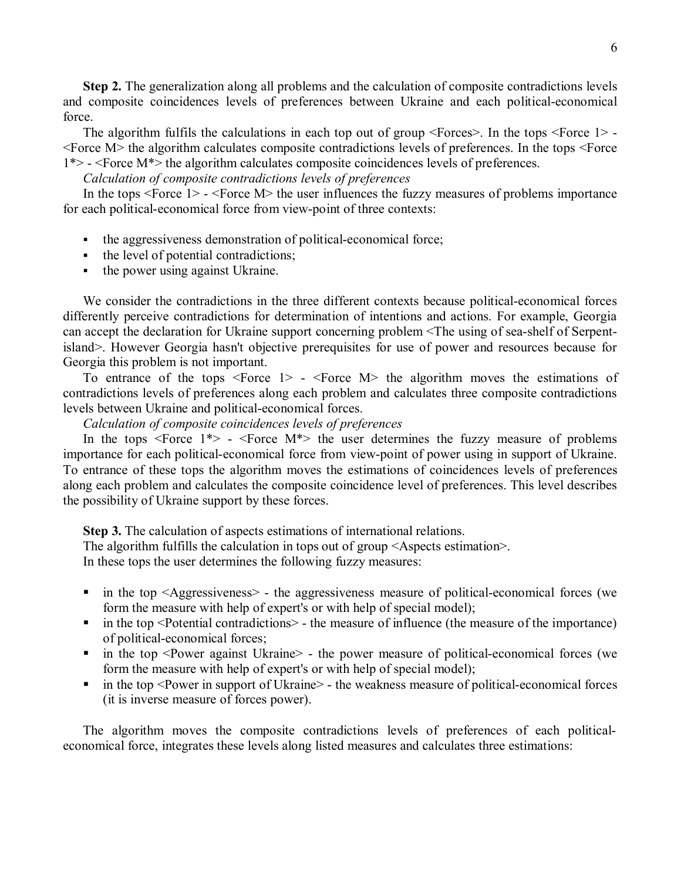**Step 2.** The generalization along all problems and the calculation of composite contradictions levels and composite coincidences levels of preferences between Ukraine and each political-economical force.

The algorithm fulfils the calculations in each top out of group <Forces>. In the tops <Force 1> - <Force M> the algorithm calculates composite contradictions levels of preferences. In the tops <Force 1*> - <Force M*> the algorithm calculates composite coincidences levels of preferences.

*Calculation of composite contradictions levels of preferences*

In the tops <Force 1> - <Force M> the user influences the fuzzy measures of problems importance for each political-economical force from view-point of three contexts:

- the aggressiveness demonstration of political-economical force;
- the level of potential contradictions;
- the power using against Ukraine.

We consider the contradictions in the three different contexts because political-economical forces differently perceive contradictions for determination of intentions and actions. For example, Georgia can accept the declaration for Ukraine support concerning problem <The using of sea-shelf of Serpent-island>. However Georgia hasn't objective prerequisites for use of power and resources because for Georgia this problem is not important.

To entrance of the tops <Force 1> - <Force M> the algorithm moves the estimations of contradictions levels of preferences along each problem and calculates three composite contradictions levels between Ukraine and political-economical forces.

*Calculation of composite coincidences levels of preferences*

In the tops <Force 1*> - <Force M*> the user determines the fuzzy measure of problems importance for each political-economical force from view-point of power using in support of Ukraine. To entrance of these tops the algorithm moves the estimations of coincidences levels of preferences along each problem and calculates the composite coincidence level of preferences. This level describes the possibility of Ukraine support by these forces.

**Step 3.** The calculation of aspects estimations of international relations.

The algorithm fulfills the calculation in tops out of group <Aspects estimation>.

In these tops the user determines the following fuzzy measures:

- in the top <Aggressiveness> - the aggressiveness measure of political-economical forces (we form the measure with help of expert's or with help of special model);
- in the top <Potential contradictions> - the measure of influence (the measure of the importance) of political-economical forces;
- in the top <Power against Ukraine> - the power measure of political-economical forces (we form the measure with help of expert's or with help of special model);
- in the top <Power in support of Ukraine> - the weakness measure of political-economical forces (it is inverse measure of forces power).

The algorithm moves the composite contradictions levels of preferences of each political-economical force, integrates these levels along listed measures and calculates three estimations: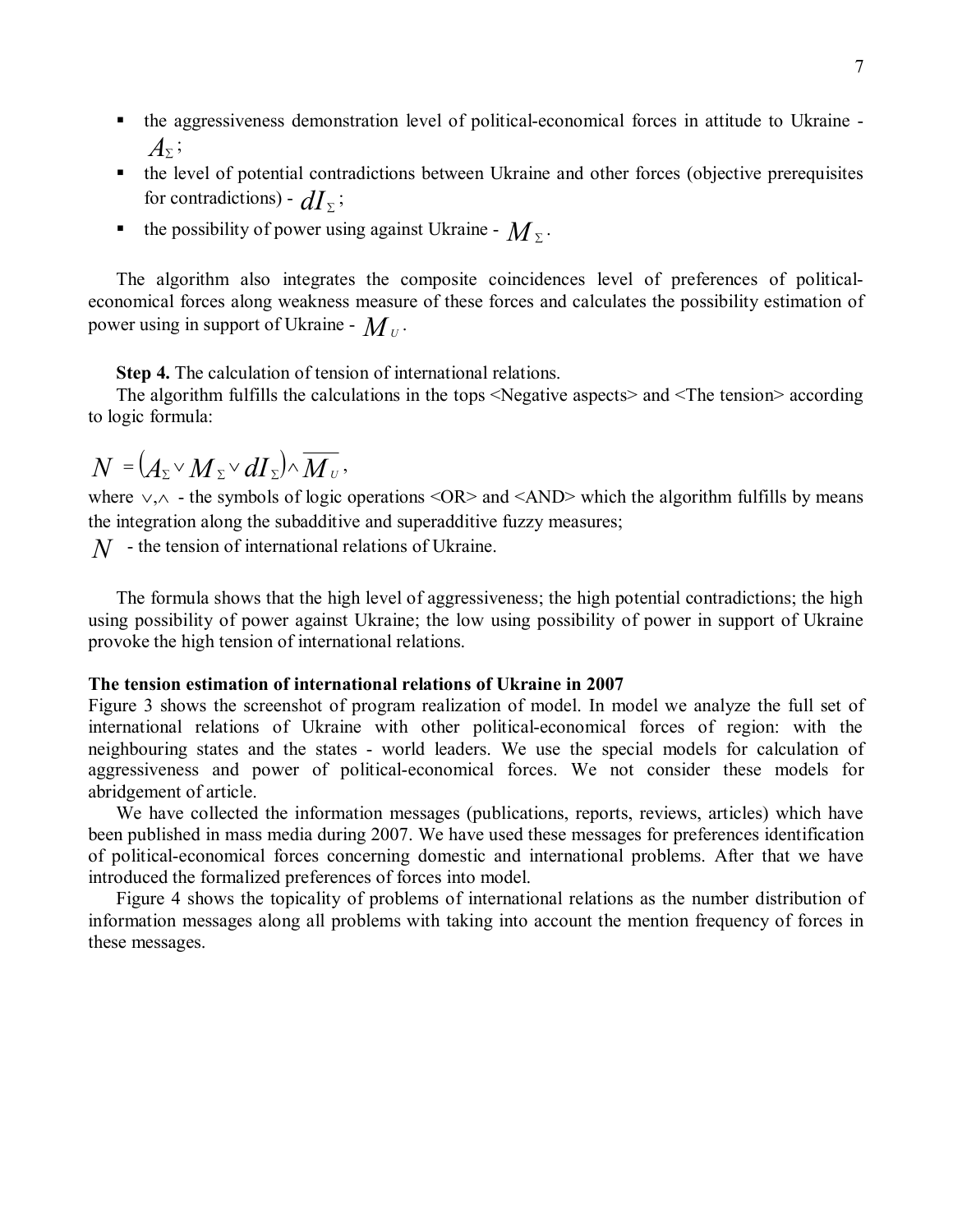- the aggressiveness demonstration level of political-economical forces in attitude to Ukraine - $A_\Sigma$;
- the level of potential contradictions between Ukraine and other forces (objective prerequisites for contradictions) - $dI_\Sigma$;
- the possibility of power using against Ukraine - $M_\Sigma$.

The algorithm also integrates the composite coincidences level of preferences of political-economical forces along weakness measure of these forces and calculates the possibility estimation of power using in support of Ukraine - $M_U$.

**Step 4.** The calculation of tension of international relations.

The algorithm fulfills the calculations in the tops <Negative aspects> and <The tension> according to logic formula:

$$N = \left(A_\Sigma \vee M_\Sigma \vee dI_\Sigma\right) \wedge \overline{M_U},$$

where $\vee, \wedge$ - the symbols of logic operations <OR> and <AND> which the algorithm fulfills by means the integration along the subadditive and superadditive fuzzy measures;

$N$ - the tension of international relations of Ukraine.

The formula shows that the high level of aggressiveness; the high potential contradictions; the high using possibility of power against Ukraine; the low using possibility of power in support of Ukraine provoke the high tension of international relations.

**The tension estimation of international relations of Ukraine in 2007**

Figure 3 shows the screenshot of program realization of model. In model we analyze the full set of international relations of Ukraine with other political-economical forces of region: with the neighbouring states and the states - world leaders. We use the special models for calculation of aggressiveness and power of political-economical forces. We not consider these models for abridgement of article.

We have collected the information messages (publications, reports, reviews, articles) which have been published in mass media during 2007. We have used these messages for preferences identification of political-economical forces concerning domestic and international problems. After that we have introduced the formalized preferences of forces into model.

Figure 4 shows the topicality of problems of international relations as the number distribution of information messages along all problems with taking into account the mention frequency of forces in these messages.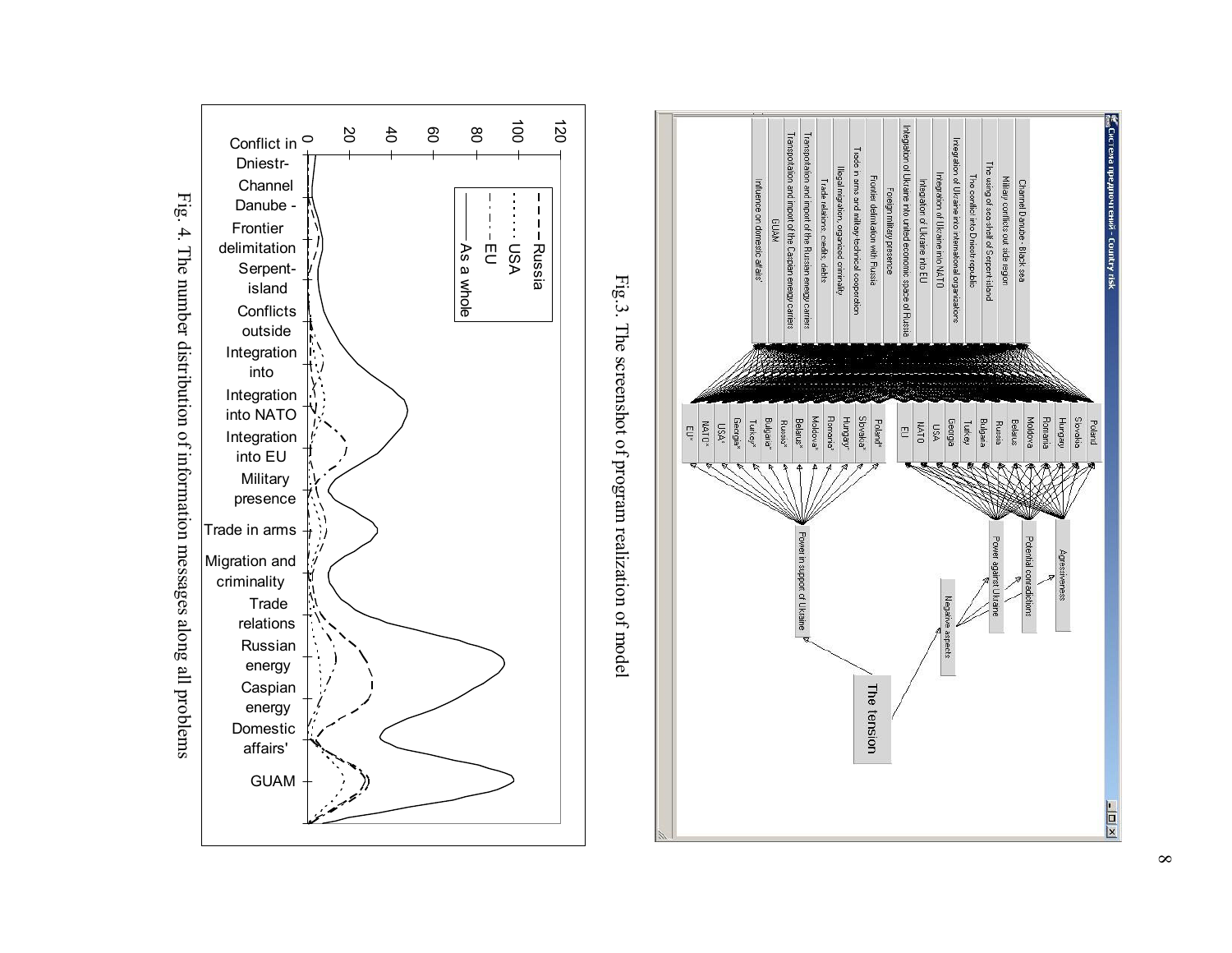Fig.3. The screenshot of program realization of model

Fig. 4. The number distribution of information messages along all problems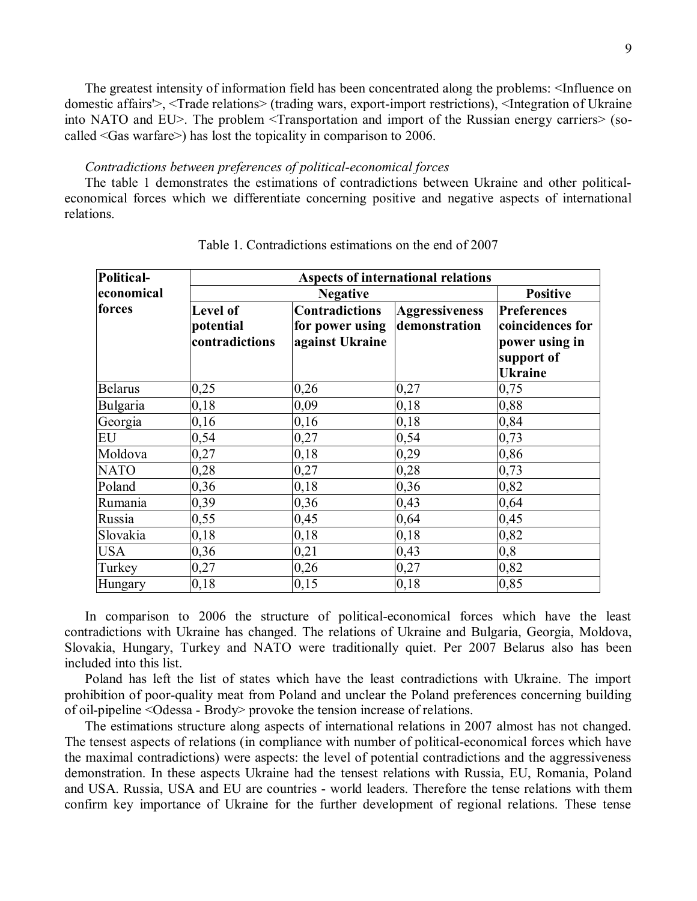The greatest intensity of information field has been concentrated along the problems: <Influence on domestic affairs'>, <Trade relations> (trading wars, export-import restrictions), <Integration of Ukraine into NATO and EU>. The problem <Transportation and import of the Russian energy carriers> (so-called <Gas warfare>) has lost the topicality in comparison to 2006.

*Contradictions between preferences of political-economical forces*

The table 1 demonstrates the estimations of contradictions between Ukraine and other political-economical forces which we differentiate concerning positive and negative aspects of international relations.

Table 1. Contradictions estimations on the end of 2007

| **Political-economical forces** | **Aspects of international relations** | | | |
|---|---|---|---|---|
| | **Negative** | | | **Positive** |
| | **Level of potential contradictions** | **Contradictions for power using against Ukraine** | **Aggressiveness demonstration** | **Preferences coincidences for power using in support of Ukraine** |
| Belarus | 0,25 | 0,26 | 0,27 | 0,75 |
| Bulgaria | 0,18 | 0,09 | 0,18 | 0,88 |
| Georgia | 0,16 | 0,16 | 0,18 | 0,84 |
| EU | 0,54 | 0,27 | 0,54 | 0,73 |
| Moldova | 0,27 | 0,18 | 0,29 | 0,86 |
| NATO | 0,28 | 0,27 | 0,28 | 0,73 |
| Poland | 0,36 | 0,18 | 0,36 | 0,82 |
| Rumania | 0,39 | 0,36 | 0,43 | 0,64 |
| Russia | 0,55 | 0,45 | 0,64 | 0,45 |
| Slovakia | 0,18 | 0,18 | 0,18 | 0,82 |
| USA | 0,36 | 0,21 | 0,43 | 0,8 |
| Turkey | 0,27 | 0,26 | 0,27 | 0,82 |
| Hungary | 0,18 | 0,15 | 0,18 | 0,85 |

In comparison to 2006 the structure of political-economical forces which have the least contradictions with Ukraine has changed. The relations of Ukraine and Bulgaria, Georgia, Moldova, Slovakia, Hungary, Turkey and NATO were traditionally quiet. Per 2007 Belarus also has been included into this list.

Poland has left the list of states which have the least contradictions with Ukraine. The import prohibition of poor-quality meat from Poland and unclear the Poland preferences concerning building of oil-pipeline <Odessa - Brody> provoke the tension increase of relations.

The estimations structure along aspects of international relations in 2007 almost has not changed. The tensest aspects of relations (in compliance with number of political-economical forces which have the maximal contradictions) were aspects: the level of potential contradictions and the aggressiveness demonstration. In these aspects Ukraine had the tensest relations with Russia, EU, Romania, Poland and USA. Russia, USA and EU are countries - world leaders. Therefore the tense relations with them confirm key importance of Ukraine for the further development of regional relations. These tense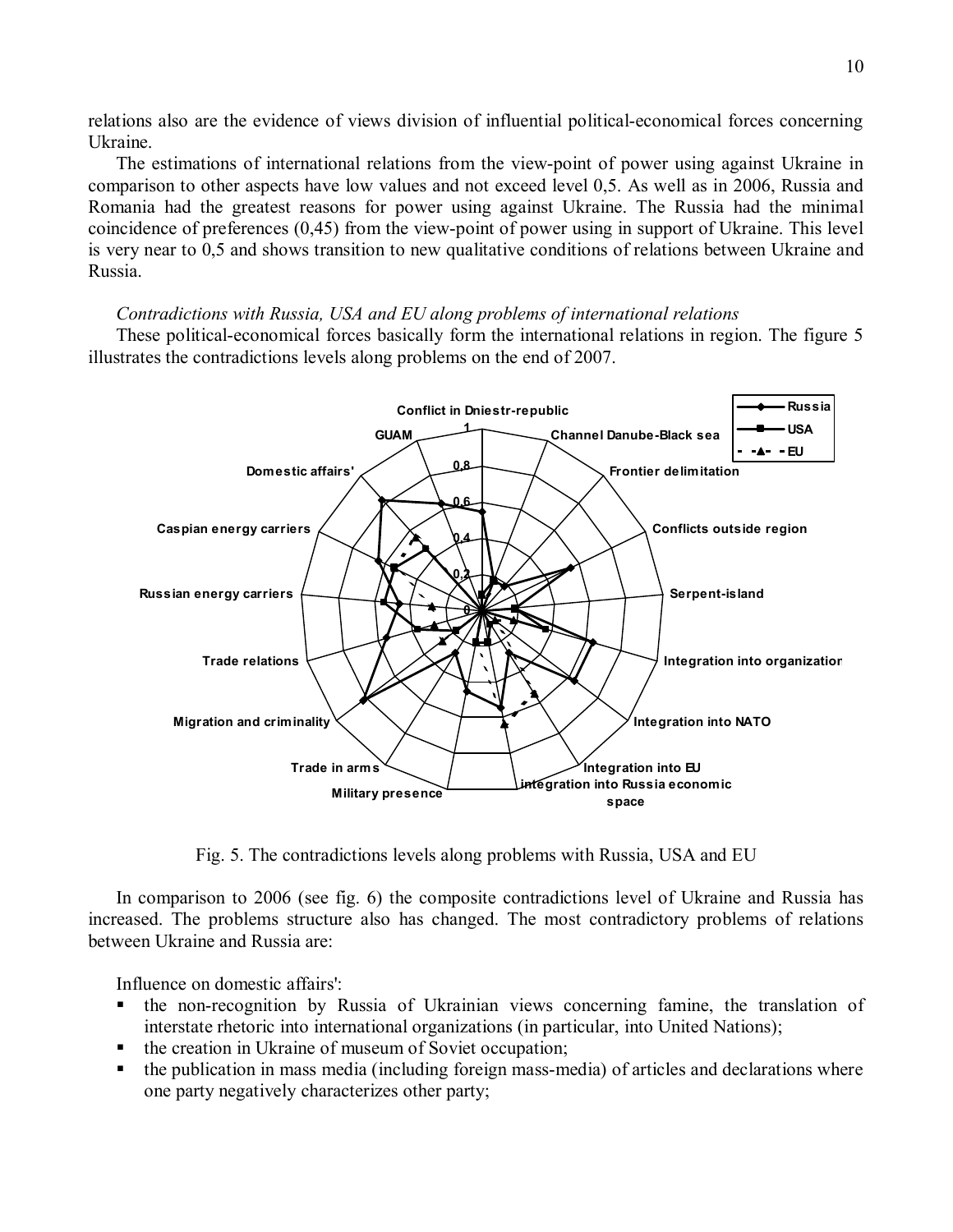relations also are the evidence of views division of influential political-economical forces concerning Ukraine.

The estimations of international relations from the view-point of power using against Ukraine in comparison to other aspects have low values and not exceed level 0,5. As well as in 2006, Russia and Romania had the greatest reasons for power using against Ukraine. The Russia had the minimal coincidence of preferences (0,45) from the view-point of power using in support of Ukraine. This level is very near to 0,5 and shows transition to new qualitative conditions of relations between Ukraine and Russia.

*Contradictions with Russia, USA and EU along problems of international relations*

These political-economical forces basically form the international relations in region. The figure 5 illustrates the contradictions levels along problems on the end of 2007.

Fig. 5. The contradictions levels along problems with Russia, USA and EU

In comparison to 2006 (see fig. 6) the composite contradictions level of Ukraine and Russia has increased. The problems structure also has changed. The most contradictory problems of relations between Ukraine and Russia are:

Influence on domestic affairs':

- the non-recognition by Russia of Ukrainian views concerning famine, the translation of interstate rhetoric into international organizations (in particular, into United Nations);
- the creation in Ukraine of museum of Soviet occupation;
- the publication in mass media (including foreign mass-media) of articles and declarations where one party negatively characterizes other party;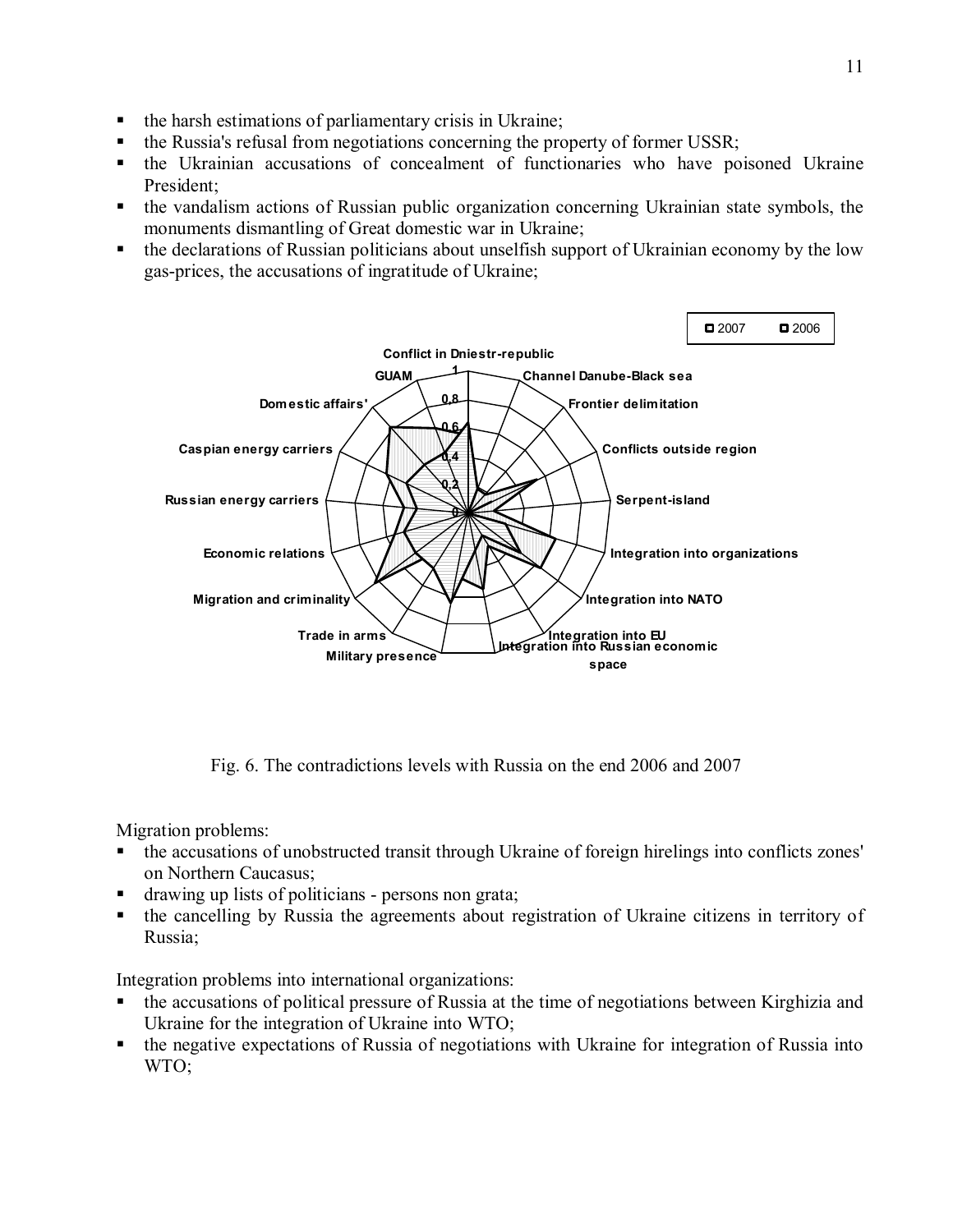- the harsh estimations of parliamentary crisis in Ukraine;
- the Russia's refusal from negotiations concerning the property of former USSR;
- the Ukrainian accusations of concealment of functionaries who have poisoned Ukraine President;
- the vandalism actions of Russian public organization concerning Ukrainian state symbols, the monuments dismantling of Great domestic war in Ukraine;
- the declarations of Russian politicians about unselfish support of Ukrainian economy by the low gas-prices, the accusations of ingratitude of Ukraine;

Fig. 6. The contradictions levels with Russia on the end 2006 and 2007

Migration problems:

- the accusations of unobstructed transit through Ukraine of foreign hirelings into conflicts zones' on Northern Caucasus;
- drawing up lists of politicians - persons non grata;
- the cancelling by Russia the agreements about registration of Ukraine citizens in territory of Russia;

Integration problems into international organizations:

- the accusations of political pressure of Russia at the time of negotiations between Kirghizia and Ukraine for the integration of Ukraine into WTO;
- the negative expectations of Russia of negotiations with Ukraine for integration of Russia into WTO;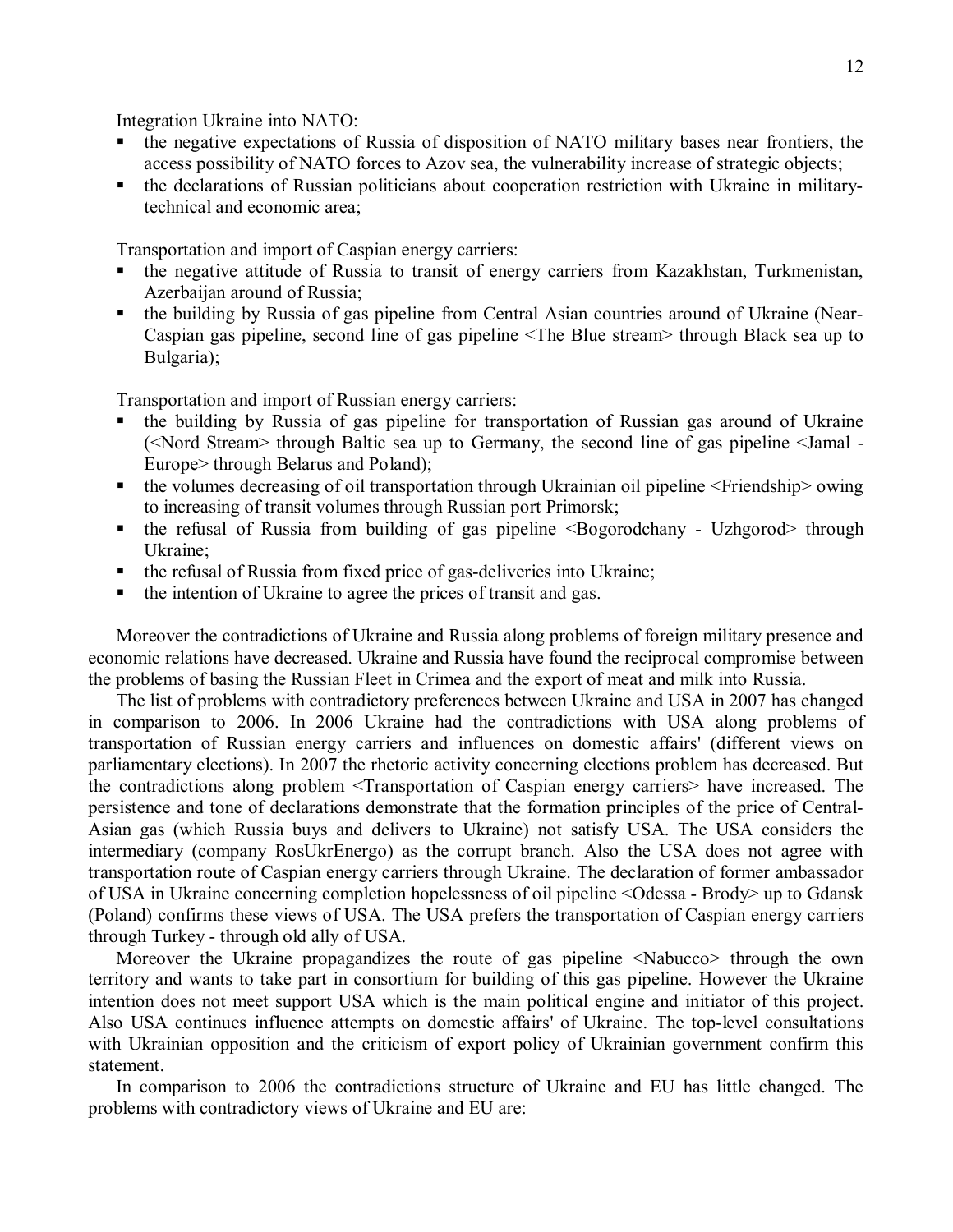Integration Ukraine into NATO:

- the negative expectations of Russia of disposition of NATO military bases near frontiers, the access possibility of NATO forces to Azov sea, the vulnerability increase of strategic objects;
- the declarations of Russian politicians about cooperation restriction with Ukraine in military-technical and economic area;

Transportation and import of Caspian energy carriers:

- the negative attitude of Russia to transit of energy carriers from Kazakhstan, Turkmenistan, Azerbaijan around of Russia;
- the building by Russia of gas pipeline from Central Asian countries around of Ukraine (Near-Caspian gas pipeline, second line of gas pipeline <The Blue stream> through Black sea up to Bulgaria);

Transportation and import of Russian energy carriers:

- the building by Russia of gas pipeline for transportation of Russian gas around of Ukraine (<Nord Stream> through Baltic sea up to Germany, the second line of gas pipeline <Jamal - Europe> through Belarus and Poland);
- the volumes decreasing of oil transportation through Ukrainian oil pipeline <Friendship> owing to increasing of transit volumes through Russian port Primorsk;
- the refusal of Russia from building of gas pipeline <Bogorodchany - Uzhgorod> through Ukraine;
- the refusal of Russia from fixed price of gas-deliveries into Ukraine;
- the intention of Ukraine to agree the prices of transit and gas.

Moreover the contradictions of Ukraine and Russia along problems of foreign military presence and economic relations have decreased. Ukraine and Russia have found the reciprocal compromise between the problems of basing the Russian Fleet in Crimea and the export of meat and milk into Russia.

The list of problems with contradictory preferences between Ukraine and USA in 2007 has changed in comparison to 2006. In 2006 Ukraine had the contradictions with USA along problems of transportation of Russian energy carriers and influences on domestic affairs' (different views on parliamentary elections). In 2007 the rhetoric activity concerning elections problem has decreased. But the contradictions along problem <Transportation of Caspian energy carriers> have increased. The persistence and tone of declarations demonstrate that the formation principles of the price of Central-Asian gas (which Russia buys and delivers to Ukraine) not satisfy USA. The USA considers the intermediary (company RosUkrEnergo) as the corrupt branch. Also the USA does not agree with transportation route of Caspian energy carriers through Ukraine. The declaration of former ambassador of USA in Ukraine concerning completion hopelessness of oil pipeline <Odessa - Brody> up to Gdansk (Poland) confirms these views of USA. The USA prefers the transportation of Caspian energy carriers through Turkey - through old ally of USA.

Moreover the Ukraine propagandizes the route of gas pipeline <Nabucco> through the own territory and wants to take part in consortium for building of this gas pipeline. However the Ukraine intention does not meet support USA which is the main political engine and initiator of this project. Also USA continues influence attempts on domestic affairs' of Ukraine. The top-level consultations with Ukrainian opposition and the criticism of export policy of Ukrainian government confirm this statement.

In comparison to 2006 the contradictions structure of Ukraine and EU has little changed. The problems with contradictory views of Ukraine and EU are: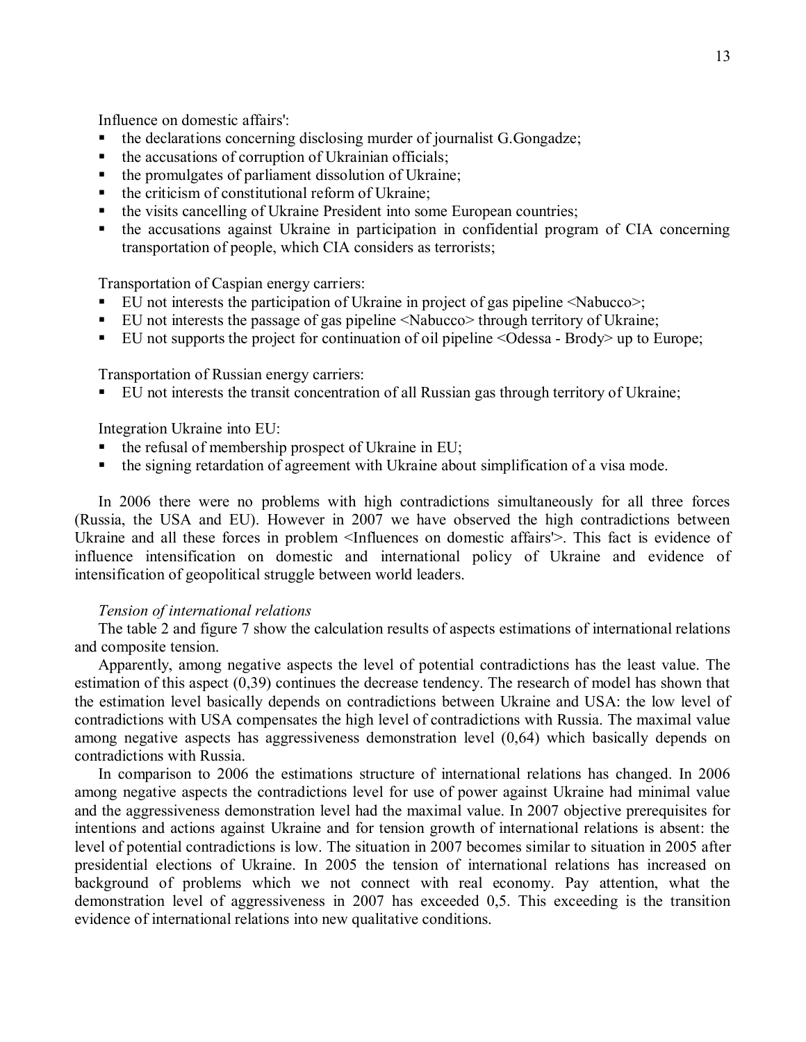Influence on domestic affairs':

- the declarations concerning disclosing murder of journalist G.Gongadze;
- the accusations of corruption of Ukrainian officials;
- the promulgates of parliament dissolution of Ukraine;
- the criticism of constitutional reform of Ukraine;
- the visits cancelling of Ukraine President into some European countries;
- the accusations against Ukraine in participation in confidential program of CIA concerning transportation of people, which CIA considers as terrorists;

Transportation of Caspian energy carriers:

- EU not interests the participation of Ukraine in project of gas pipeline <Nabucco>;
- EU not interests the passage of gas pipeline <Nabucco> through territory of Ukraine;
- EU not supports the project for continuation of oil pipeline <Odessa - Brody> up to Europe;

Transportation of Russian energy carriers:

- EU not interests the transit concentration of all Russian gas through territory of Ukraine;

Integration Ukraine into EU:

- the refusal of membership prospect of Ukraine in EU;
- the signing retardation of agreement with Ukraine about simplification of a visa mode.

In 2006 there were no problems with high contradictions simultaneously for all three forces (Russia, the USA and EU). However in 2007 we have observed the high contradictions between Ukraine and all these forces in problem <Influences on domestic affairs'>. This fact is evidence of influence intensification on domestic and international policy of Ukraine and evidence of intensification of geopolitical struggle between world leaders.

*Tension of international relations*

The table 2 and figure 7 show the calculation results of aspects estimations of international relations and composite tension.

Apparently, among negative aspects the level of potential contradictions has the least value. The estimation of this aspect (0,39) continues the decrease tendency. The research of model has shown that the estimation level basically depends on contradictions between Ukraine and USA: the low level of contradictions with USA compensates the high level of contradictions with Russia. The maximal value among negative aspects has aggressiveness demonstration level (0,64) which basically depends on contradictions with Russia.

In comparison to 2006 the estimations structure of international relations has changed. In 2006 among negative aspects the contradictions level for use of power against Ukraine had minimal value and the aggressiveness demonstration level had the maximal value. In 2007 objective prerequisites for intentions and actions against Ukraine and for tension growth of international relations is absent: the level of potential contradictions is low. The situation in 2007 becomes similar to situation in 2005 after presidential elections of Ukraine. In 2005 the tension of international relations has increased on background of problems which we not connect with real economy. Pay attention, what the demonstration level of aggressiveness in 2007 has exceeded 0,5. This exceeding is the transition evidence of international relations into new qualitative conditions.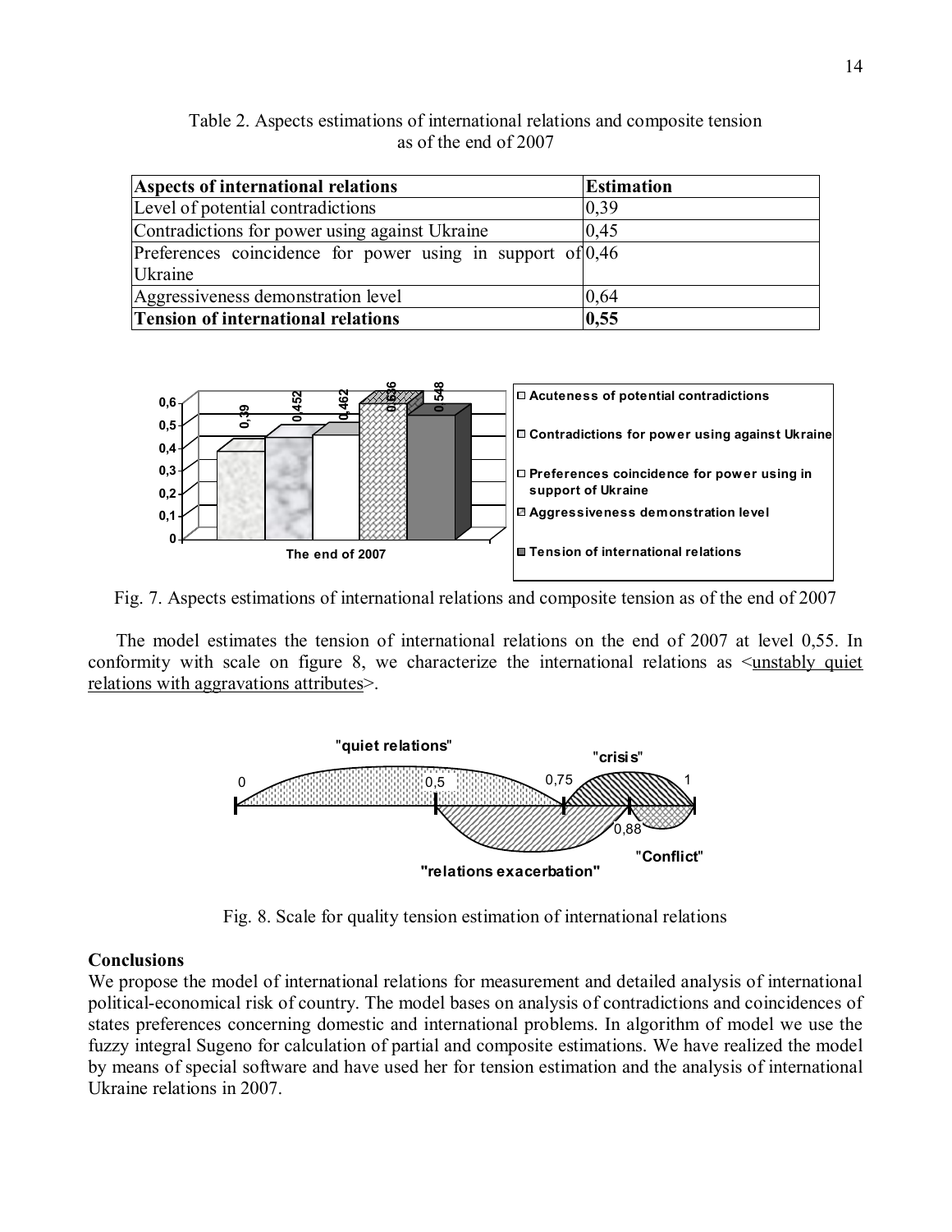Table 2. Aspects estimations of international relations and composite tension as of the end of 2007

| Aspects of international relations | Estimation |
|---|---|
| Level of potential contradictions | 0,39 |
| Contradictions for power using against Ukraine | 0,45 |
| Preferences coincidence for power using in support of Ukraine | 0,46 |
| Aggressiveness demonstration level | 0,64 |
| **Tension of international relations** | **0,55** |

Fig. 7. Aspects estimations of international relations and composite tension as of the end of 2007

The model estimates the tension of international relations on the end of 2007 at level 0,55. In conformity with scale on figure 8, we characterize the international relations as <unstably quiet relations with aggravations attributes>.

Fig. 8. Scale for quality tension estimation of international relations

**Conclusions**

We propose the model of international relations for measurement and detailed analysis of international political-economical risk of country. The model bases on analysis of contradictions and coincidences of states preferences concerning domestic and international problems. In algorithm of model we use the fuzzy integral Sugeno for calculation of partial and composite estimations. We have realized the model by means of special software and have used her for tension estimation and the analysis of international Ukraine relations in 2007.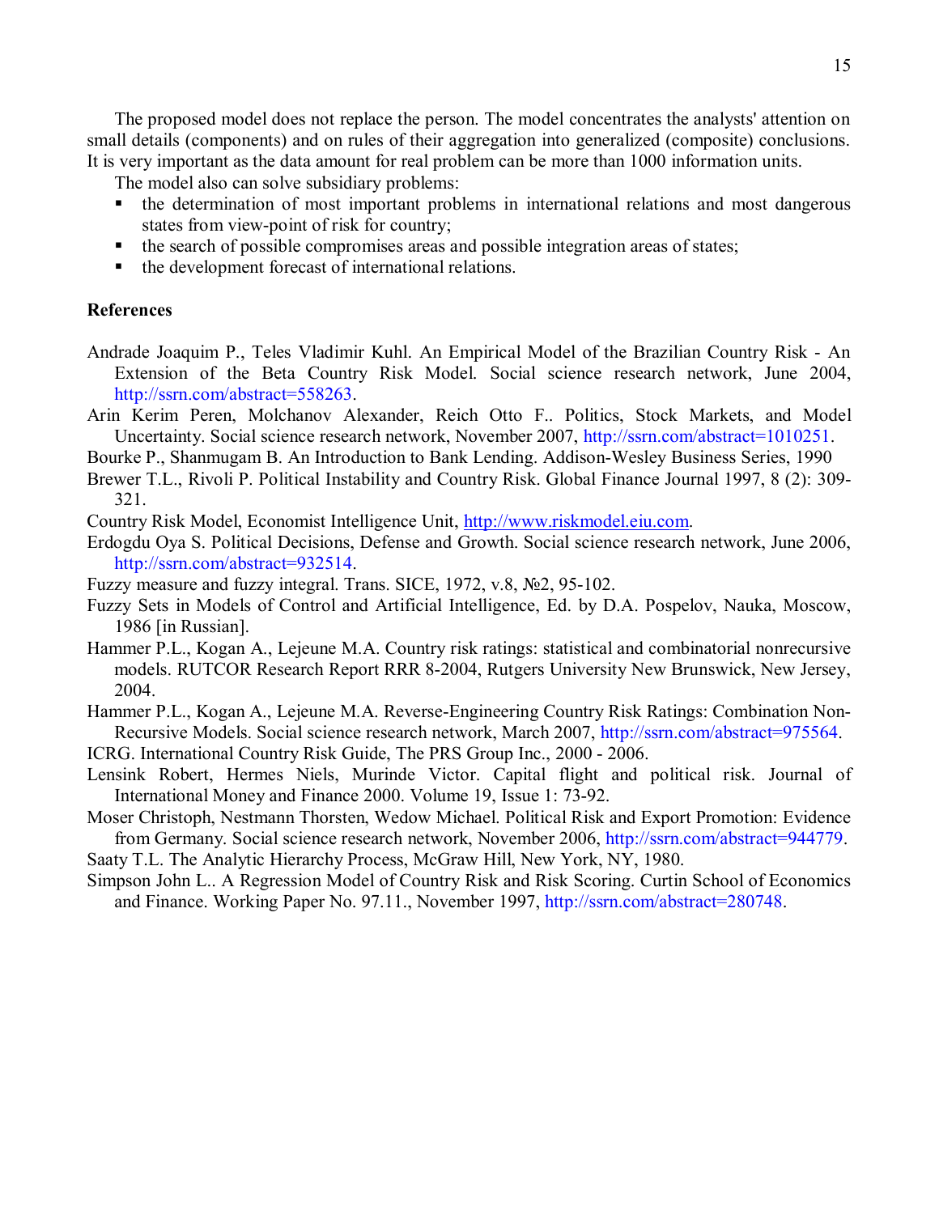The proposed model does not replace the person. The model concentrates the analysts' attention on small details (components) and on rules of their aggregation into generalized (composite) conclusions. It is very important as the data amount for real problem can be more than 1000 information units.

The model also can solve subsidiary problems:

- the determination of most important problems in international relations and most dangerous states from view-point of risk for country;
- the search of possible compromises areas and possible integration areas of states;
- the development forecast of international relations.

**References**

Andrade Joaquim P., Teles Vladimir Kuhl. An Empirical Model of the Brazilian Country Risk - An Extension of the Beta Country Risk Model. Social science research network, June 2004, http://ssrn.com/abstract=558263.

Arin Kerim Peren, Molchanov Alexander, Reich Otto F.. Politics, Stock Markets, and Model Uncertainty. Social science research network, November 2007, http://ssrn.com/abstract=1010251.

Bourke P., Shanmugam B. An Introduction to Bank Lending. Addison-Wesley Business Series, 1990

Brewer T.L., Rivoli P. Political Instability and Country Risk. Global Finance Journal 1997, 8 (2): 309-321.

Country Risk Model, Economist Intelligence Unit, http://www.riskmodel.eiu.com.

Erdogdu Oya S. Political Decisions, Defense and Growth. Social science research network, June 2006, http://ssrn.com/abstract=932514.

Fuzzy measure and fuzzy integral. Trans. SICE, 1972, v.8, №2, 95-102.

Fuzzy Sets in Models of Control and Artificial Intelligence, Ed. by D.A. Pospelov, Nauka, Moscow, 1986 [in Russian].

Hammer P.L., Kogan A., Lejeune M.A. Country risk ratings: statistical and combinatorial nonrecursive models. RUTCOR Research Report RRR 8-2004, Rutgers University New Brunswick, New Jersey, 2004.

Hammer P.L., Kogan A., Lejeune M.A. Reverse-Engineering Country Risk Ratings: Combination Non-Recursive Models. Social science research network, March 2007, http://ssrn.com/abstract=975564.

ICRG. International Country Risk Guide, The PRS Group Inc., 2000 - 2006.

Lensink Robert, Hermes Niels, Murinde Victor. Capital flight and political risk. Journal of International Money and Finance 2000. Volume 19, Issue 1: 73-92.

Moser Christoph, Nestmann Thorsten, Wedow Michael. Political Risk and Export Promotion: Evidence from Germany. Social science research network, November 2006, http://ssrn.com/abstract=944779.

Saaty T.L. The Analytic Hierarchy Process, McGraw Hill, New York, NY, 1980.

Simpson John L.. A Regression Model of Country Risk and Risk Scoring. Curtin School of Economics and Finance. Working Paper No. 97.11., November 1997, http://ssrn.com/abstract=280748.